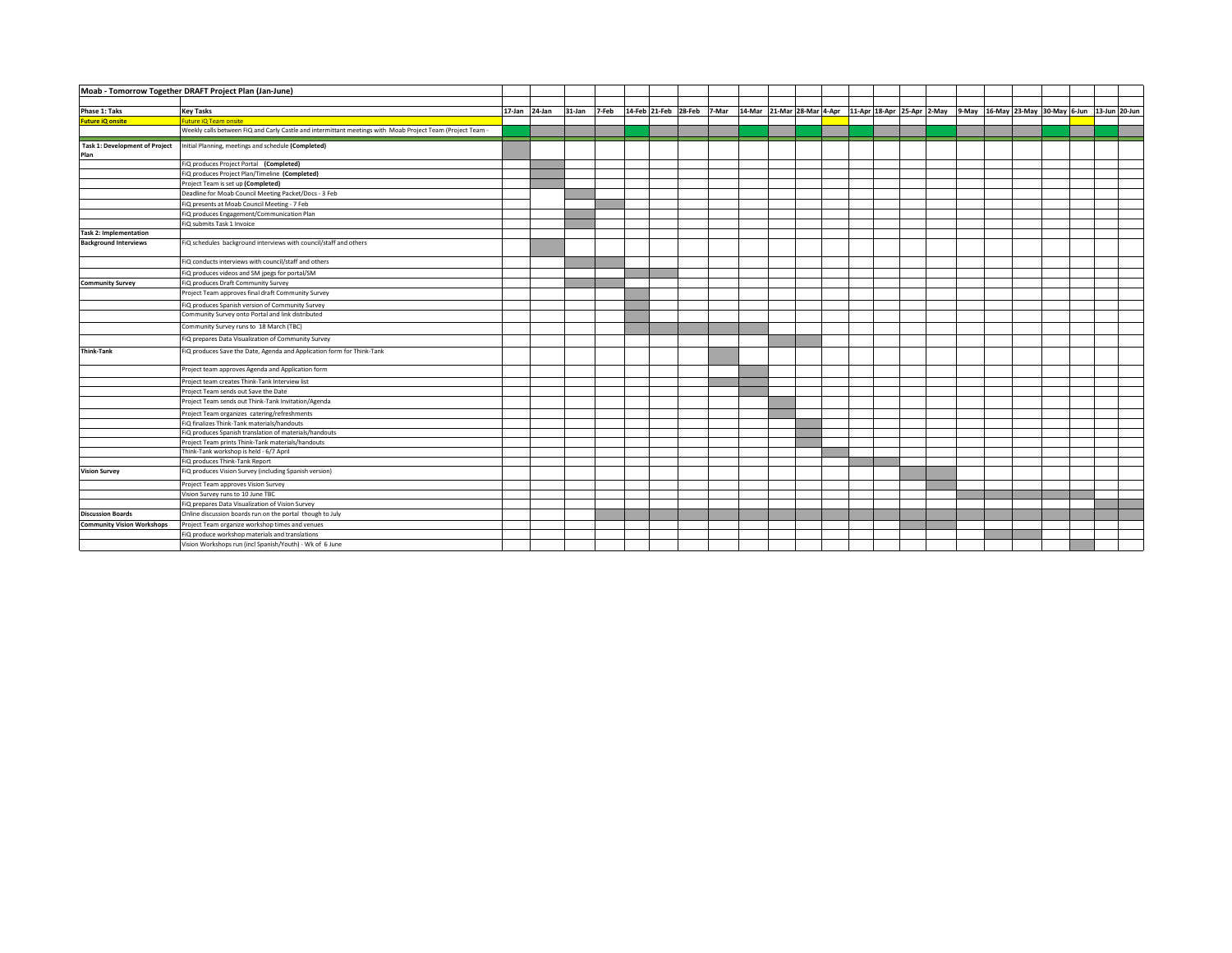# Moab - Tomorrow Together DRAFT Project Plan (Jan-June)

| Phase 1: Taks | Key Tasks | 17-Jan | 24-Jan | 31-Jan | 7-Feb | 14-Feb | 21-Feb | 28-Feb | 7-Mar | 14-Mar | 21-Mar | 28-Mar | 4-Apr | 11-Apr | 18-Apr | 25-Apr | 2-May | 9-May | 16-May | 23-May | 30-May | 6-Jun | 13-Jun | 20-Jun |
|---|---|---|---|---|---|---|---|---|---|---|---|---|---|---|---|---|---|---|---|---|---|---|---|---|
| **Future iQ onsite** | Future iQ Team onsite | | | | | | | | | | | | | | | | | | | | | | | |
| | Weekly calls between FiQ and Carly Castle and intermittant meetings with Moab Project Team (Project Team - | | | | | | | | | | | | | | | | | | | | | | | |
| **Task 1: Development of Project Plan** | Initial Planning, meetings and schedule **(Completed)** | | | | | | | | | | | | | | | | | | | | | | | |
| | FiQ produces Project Portal **(Completed)** | | | | | | | | | | | | | | | | | | | | | | | |
| | FiQ produces Project Plan/Timeline **(Completed)** | | | | | | | | | | | | | | | | | | | | | | | |
| | Project Team is set up **(Completed)** | | | | | | | | | | | | | | | | | | | | | | | |
| | Deadline for Moab Council Meeting Packet/Docs - 3 Feb | | | | | | | | | | | | | | | | | | | | | | | |
| | FiQ presents at Moab Council Meeting - 7 Feb | | | | | | | | | | | | | | | | | | | | | | | |
| | FiQ produces Engagement/Communication Plan | | | | | | | | | | | | | | | | | | | | | | | |
| | FiQ submits Task 1 Invoice | | | | | | | | | | | | | | | | | | | | | | | |
| **Task 2: Implementation** | | | | | | | | | | | | | | | | | | | | | | | | |
| **Background Interviews** | FiQ schedules background interviews with council/staff and others | | | | | | | | | | | | | | | | | | | | | | | |
| | FiQ conducts interviews with council/staff and others | | | | | | | | | | | | | | | | | | | | | | | |
| | FiQ produces videos and SM jpegs for portal/SM | | | | | | | | | | | | | | | | | | | | | | | |
| **Community Survey** | FiQ produces Draft Community Survey | | | | | | | | | | | | | | | | | | | | | | | |
| | Project Team approves final draft Community Survey | | | | | | | | | | | | | | | | | | | | | | | |
| | FiQ produces Spanish version of Community Survey | | | | | | | | | | | | | | | | | | | | | | | |
| | Community Survey onto Portal and link distributed | | | | | | | | | | | | | | | | | | | | | | | |
| | Community Survey runs to 18 March (TBC) | | | | | | | | | | | | | | | | | | | | | | | |
| | FiQ prepares Data Visualization of Community Survey | | | | | | | | | | | | | | | | | | | | | | | |
| **Think-Tank** | FiQ produces Save the Date, Agenda and Application form for Think-Tank | | | | | | | | | | | | | | | | | | | | | | | |
| | Project team approves Agenda and Application form | | | | | | | | | | | | | | | | | | | | | | | |
| | Project team creates Think-Tank Interview list | | | | | | | | | | | | | | | | | | | | | | | |
| | Project Team sends out Save the Date | | | | | | | | | | | | | | | | | | | | | | | |
| | Project Team sends out Think-Tank Invitation/Agenda | | | | | | | | | | | | | | | | | | | | | | | |
| | Project Team organizes catering/refreshments | | | | | | | | | | | | | | | | | | | | | | | |
| | FiQ finalizes Think-Tank materials/handouts | | | | | | | | | | | | | | | | | | | | | | | |
| | FiQ produces Spanish translation of materials/handouts | | | | | | | | | | | | | | | | | | | | | | | |
| | Project Team prints Think-Tank materials/handouts | | | | | | | | | | | | | | | | | | | | | | | |
| | Think-Tank workshop is held - 6/7 April | | | | | | | | | | | | | | | | | | | | | | | |
| | FiQ produces Think-Tank Report | | | | | | | | | | | | | | | | | | | | | | | |
| **Vision Survey** | FiQ produces Vision Survey (including Spanish version) | | | | | | | | | | | | | | | | | | | | | | | |
| | Project Team approves Vision Survey | | | | | | | | | | | | | | | | | | | | | | | |
| | Vision Survey runs to 10 June TBC | | | | | | | | | | | | | | | | | | | | | | | |
| | FiQ prepares Data Visualization of Vision Survey | | | | | | | | | | | | | | | | | | | | | | | |
| **Discussion Boards** | Online discussion boards run on the portal though to July | | | | | | | | | | | | | | | | | | | | | | | |
| **Community Vision Workshops** | Project Team organize workshop times and venues | | | | | | | | | | | | | | | | | | | | | | | |
| | FiQ produce workshop materials and translations | | | | | | | | | | | | | | | | | | | | | | | |
| | Vision Workshops run (incl Spanish/Youth) - Wk of 6 June | | | | | | | | | | | | | | | | | | | | | | | |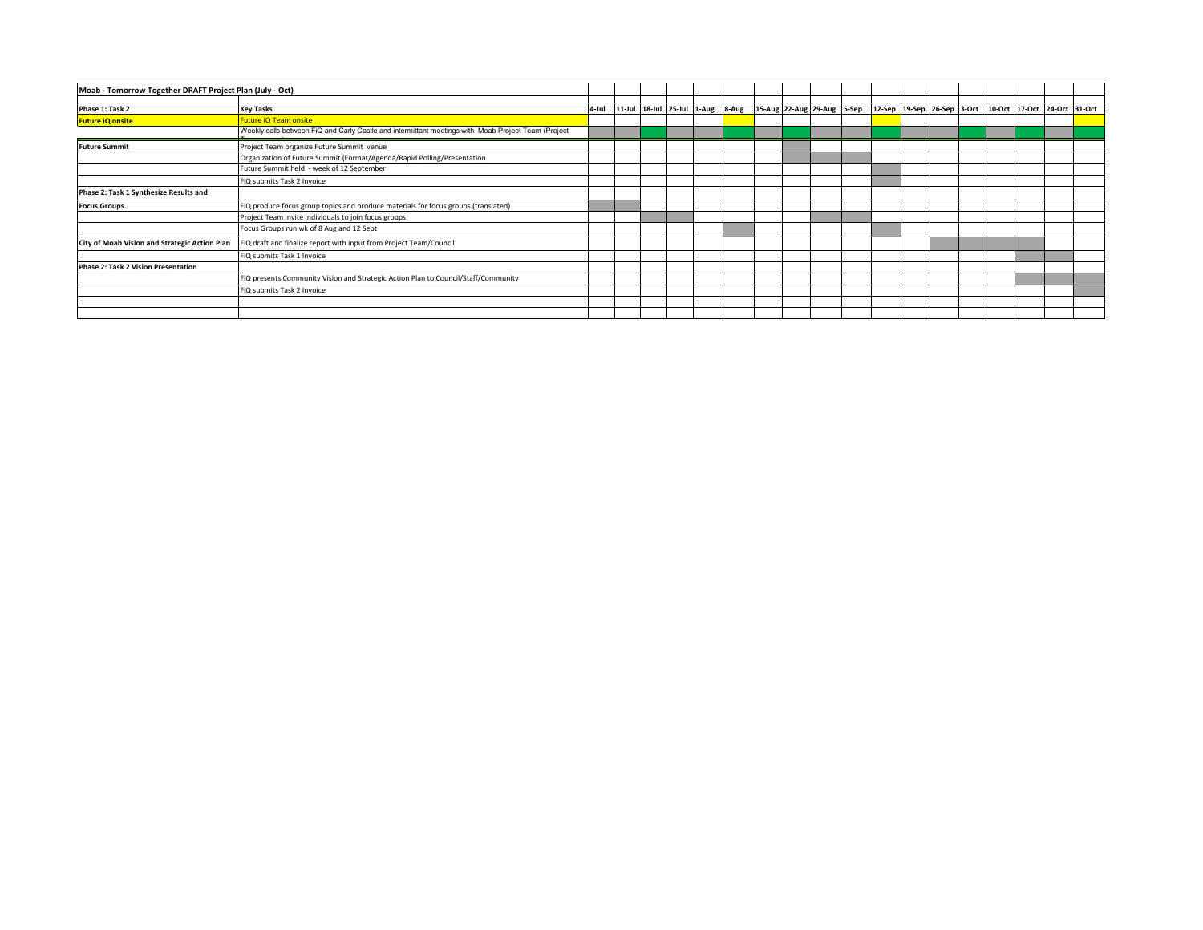| Moab - Tomorrow Together DRAFT Project Plan (July - Oct) | | | | | | | | | | | | | | | | | | | | |
|---|---|---|---|---|---|---|---|---|---|---|---|---|---|---|---|---|---|---|---|---|
| Phase 1: Task 2 | Key Tasks | 4-Jul | 11-Jul | 18-Jul | 25-Jul | 1-Aug | 8-Aug | 15-Aug | 22-Aug | 29-Aug | 5-Sep | 12-Sep | 19-Sep | 26-Sep | 3-Oct | 10-Oct | 17-Oct | 24-Oct | 31-Oct |
| Future iQ onsite | Future iQ Team onsite | | | | | | | | | | | | | | | | | | |
| | Weekly calls between FiQ and Carly Castle and intermittant meetings with Moab Project Team (Project | | | | | | | | | | | | | | | | | | |
| Future Summit | Project Team organize Future Summit venue | | | | | | | | | | | | | | | | | | |
| | Organization of Future Summit (Format/Agenda/Rapid Polling/Presentation | | | | | | | | | | | | | | | | | | |
| | Future Summit held - week of 12 September | | | | | | | | | | | | | | | | | | |
| | FiQ submits Task 2 Invoice | | | | | | | | | | | | | | | | | | |
| Phase 2: Task 1 Synthesize Results and | | | | | | | | | | | | | | | | | | | |
| Focus Groups | FiQ produce focus group topics and produce materials for focus groups (translated) | | | | | | | | | | | | | | | | | | |
| | Project Team invite individuals to join focus groups | | | | | | | | | | | | | | | | | | |
| | Focus Groups run wk of 8 Aug and 12 Sept | | | | | | | | | | | | | | | | | | |
| City of Moab Vision and Strategic Action Plan | FiQ draft and finalize report with input from Project Team/Council | | | | | | | | | | | | | | | | | | |
| | FiQ submits Task 1 Invoice | | | | | | | | | | | | | | | | | | |
| Phase 2: Task 2 Vision Presentation | | | | | | | | | | | | | | | | | | | |
| | FiQ presents Community Vision and Strategic Action Plan to Council/Staff/Community | | | | | | | | | | | | | | | | | | |
| | FiQ submits Task 2 Invoice | | | | | | | | | | | | | | | | | | |